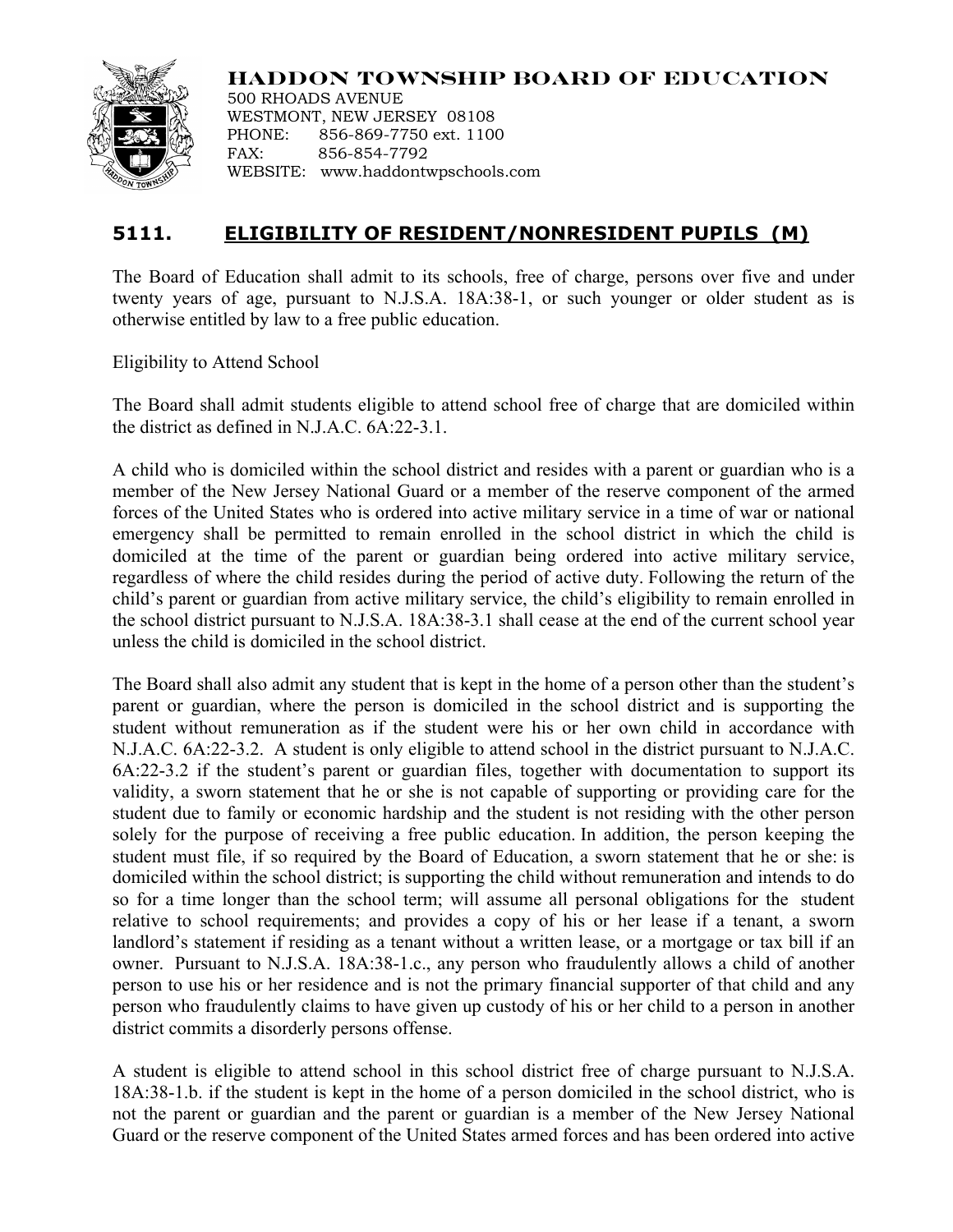**HADDON TOWNSHIP BOARD OF EDUCATION**
500 RHOADS AVENUE
WESTMONT, NEW JERSEY 08108
PHONE: 856-869-7750 ext. 1100
FAX: 856-854-7792
WEBSITE: www.haddontwpschools.com

# 5111. ELIGIBILITY OF RESIDENT/NONRESIDENT PUPILS (M)

The Board of Education shall admit to its schools, free of charge, persons over five and under twenty years of age, pursuant to N.J.S.A. 18A:38-1, or such younger or older student as is otherwise entitled by law to a free public education.

Eligibility to Attend School

The Board shall admit students eligible to attend school free of charge that are domiciled within the district as defined in N.J.A.C. 6A:22-3.1.

A child who is domiciled within the school district and resides with a parent or guardian who is a member of the New Jersey National Guard or a member of the reserve component of the armed forces of the United States who is ordered into active military service in a time of war or national emergency shall be permitted to remain enrolled in the school district in which the child is domiciled at the time of the parent or guardian being ordered into active military service, regardless of where the child resides during the period of active duty. Following the return of the child's parent or guardian from active military service, the child's eligibility to remain enrolled in the school district pursuant to N.J.S.A. 18A:38-3.1 shall cease at the end of the current school year unless the child is domiciled in the school district.

The Board shall also admit any student that is kept in the home of a person other than the student's parent or guardian, where the person is domiciled in the school district and is supporting the student without remuneration as if the student were his or her own child in accordance with N.J.A.C. 6A:22-3.2. A student is only eligible to attend school in the district pursuant to N.J.A.C. 6A:22-3.2 if the student's parent or guardian files, together with documentation to support its validity, a sworn statement that he or she is not capable of supporting or providing care for the student due to family or economic hardship and the student is not residing with the other person solely for the purpose of receiving a free public education. In addition, the person keeping the student must file, if so required by the Board of Education, a sworn statement that he or she: is domiciled within the school district; is supporting the child without remuneration and intends to do so for a time longer than the school term; will assume all personal obligations for the student relative to school requirements; and provides a copy of his or her lease if a tenant, a sworn landlord's statement if residing as a tenant without a written lease, or a mortgage or tax bill if an owner. Pursuant to N.J.S.A. 18A:38-1.c., any person who fraudulently allows a child of another person to use his or her residence and is not the primary financial supporter of that child and any person who fraudulently claims to have given up custody of his or her child to a person in another district commits a disorderly persons offense.

A student is eligible to attend school in this school district free of charge pursuant to N.J.S.A. 18A:38-1.b. if the student is kept in the home of a person domiciled in the school district, who is not the parent or guardian and the parent or guardian is a member of the New Jersey National Guard or the reserve component of the United States armed forces and has been ordered into active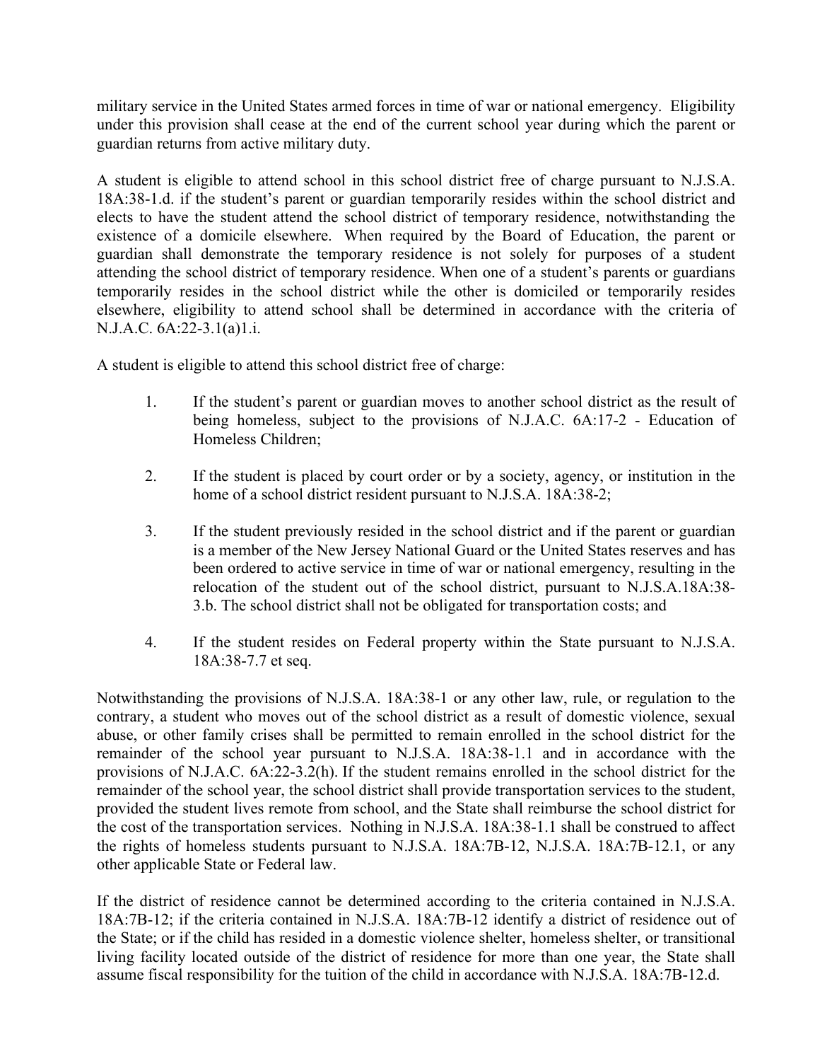military service in the United States armed forces in time of war or national emergency. Eligibility under this provision shall cease at the end of the current school year during which the parent or guardian returns from active military duty.

A student is eligible to attend school in this school district free of charge pursuant to N.J.S.A. 18A:38-1.d. if the student's parent or guardian temporarily resides within the school district and elects to have the student attend the school district of temporary residence, notwithstanding the existence of a domicile elsewhere. When required by the Board of Education, the parent or guardian shall demonstrate the temporary residence is not solely for purposes of a student attending the school district of temporary residence. When one of a student's parents or guardians temporarily resides in the school district while the other is domiciled or temporarily resides elsewhere, eligibility to attend school shall be determined in accordance with the criteria of N.J.A.C. 6A:22-3.1(a)1.i.

A student is eligible to attend this school district free of charge:

1. If the student's parent or guardian moves to another school district as the result of being homeless, subject to the provisions of N.J.A.C. 6A:17-2 - Education of Homeless Children;

2. If the student is placed by court order or by a society, agency, or institution in the home of a school district resident pursuant to N.J.S.A. 18A:38-2;

3. If the student previously resided in the school district and if the parent or guardian is a member of the New Jersey National Guard or the United States reserves and has been ordered to active service in time of war or national emergency, resulting in the relocation of the student out of the school district, pursuant to N.J.S.A.18A:38-3.b. The school district shall not be obligated for transportation costs; and

4. If the student resides on Federal property within the State pursuant to N.J.S.A. 18A:38-7.7 et seq.

Notwithstanding the provisions of N.J.S.A. 18A:38-1 or any other law, rule, or regulation to the contrary, a student who moves out of the school district as a result of domestic violence, sexual abuse, or other family crises shall be permitted to remain enrolled in the school district for the remainder of the school year pursuant to N.J.S.A. 18A:38-1.1 and in accordance with the provisions of N.J.A.C. 6A:22-3.2(h). If the student remains enrolled in the school district for the remainder of the school year, the school district shall provide transportation services to the student, provided the student lives remote from school, and the State shall reimburse the school district for the cost of the transportation services. Nothing in N.J.S.A. 18A:38-1.1 shall be construed to affect the rights of homeless students pursuant to N.J.S.A. 18A:7B-12, N.J.S.A. 18A:7B-12.1, or any other applicable State or Federal law.

If the district of residence cannot be determined according to the criteria contained in N.J.S.A. 18A:7B-12; if the criteria contained in N.J.S.A. 18A:7B-12 identify a district of residence out of the State; or if the child has resided in a domestic violence shelter, homeless shelter, or transitional living facility located outside of the district of residence for more than one year, the State shall assume fiscal responsibility for the tuition of the child in accordance with N.J.S.A. 18A:7B-12.d.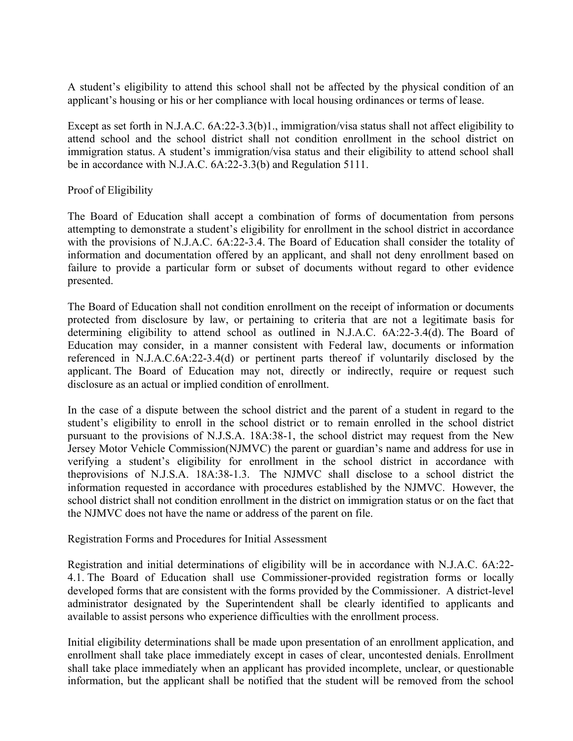A student's eligibility to attend this school shall not be affected by the physical condition of an applicant's housing or his or her compliance with local housing ordinances or terms of lease.

Except as set forth in N.J.A.C. 6A:22-3.3(b)1., immigration/visa status shall not affect eligibility to attend school and the school district shall not condition enrollment in the school district on immigration status. A student's immigration/visa status and their eligibility to attend school shall be in accordance with N.J.A.C. 6A:22-3.3(b) and Regulation 5111.

## Proof of Eligibility

The Board of Education shall accept a combination of forms of documentation from persons attempting to demonstrate a student's eligibility for enrollment in the school district in accordance with the provisions of N.J.A.C. 6A:22-3.4. The Board of Education shall consider the totality of information and documentation offered by an applicant, and shall not deny enrollment based on failure to provide a particular form or subset of documents without regard to other evidence presented.

The Board of Education shall not condition enrollment on the receipt of information or documents protected from disclosure by law, or pertaining to criteria that are not a legitimate basis for determining eligibility to attend school as outlined in N.J.A.C. 6A:22-3.4(d). The Board of Education may consider, in a manner consistent with Federal law, documents or information referenced in N.J.A.C.6A:22-3.4(d) or pertinent parts thereof if voluntarily disclosed by the applicant. The Board of Education may not, directly or indirectly, require or request such disclosure as an actual or implied condition of enrollment.

In the case of a dispute between the school district and the parent of a student in regard to the student's eligibility to enroll in the school district or to remain enrolled in the school district pursuant to the provisions of N.J.S.A. 18A:38-1, the school district may request from the New Jersey Motor Vehicle Commission(NJMVC) the parent or guardian's name and address for use in verifying a student's eligibility for enrollment in the school district in accordance with theprovisions of N.J.S.A. 18A:38-1.3. The NJMVC shall disclose to a school district the information requested in accordance with procedures established by the NJMVC. However, the school district shall not condition enrollment in the district on immigration status or on the fact that the NJMVC does not have the name or address of the parent on file.

## Registration Forms and Procedures for Initial Assessment

Registration and initial determinations of eligibility will be in accordance with N.J.A.C. 6A:22-4.1. The Board of Education shall use Commissioner-provided registration forms or locally developed forms that are consistent with the forms provided by the Commissioner. A district-level administrator designated by the Superintendent shall be clearly identified to applicants and available to assist persons who experience difficulties with the enrollment process.

Initial eligibility determinations shall be made upon presentation of an enrollment application, and enrollment shall take place immediately except in cases of clear, uncontested denials. Enrollment shall take place immediately when an applicant has provided incomplete, unclear, or questionable information, but the applicant shall be notified that the student will be removed from the school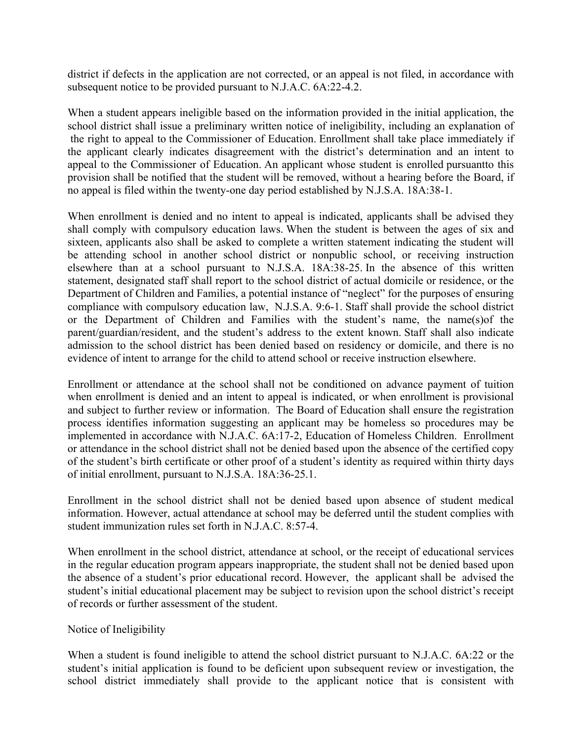district if defects in the application are not corrected, or an appeal is not filed, in accordance with subsequent notice to be provided pursuant to N.J.A.C. 6A:22-4.2.

When a student appears ineligible based on the information provided in the initial application, the school district shall issue a preliminary written notice of ineligibility, including an explanation of the right to appeal to the Commissioner of Education. Enrollment shall take place immediately if the applicant clearly indicates disagreement with the district's determination and an intent to appeal to the Commissioner of Education. An applicant whose student is enrolled pursuantto this provision shall be notified that the student will be removed, without a hearing before the Board, if no appeal is filed within the twenty-one day period established by N.J.S.A. 18A:38-1.

When enrollment is denied and no intent to appeal is indicated, applicants shall be advised they shall comply with compulsory education laws. When the student is between the ages of six and sixteen, applicants also shall be asked to complete a written statement indicating the student will be attending school in another school district or nonpublic school, or receiving instruction elsewhere than at a school pursuant to N.J.S.A. 18A:38-25. In the absence of this written statement, designated staff shall report to the school district of actual domicile or residence, or the Department of Children and Families, a potential instance of "neglect" for the purposes of ensuring compliance with compulsory education law, N.J.S.A. 9:6-1. Staff shall provide the school district or the Department of Children and Families with the student's name, the name(s)of the parent/guardian/resident, and the student's address to the extent known. Staff shall also indicate admission to the school district has been denied based on residency or domicile, and there is no evidence of intent to arrange for the child to attend school or receive instruction elsewhere.

Enrollment or attendance at the school shall not be conditioned on advance payment of tuition when enrollment is denied and an intent to appeal is indicated, or when enrollment is provisional and subject to further review or information. The Board of Education shall ensure the registration process identifies information suggesting an applicant may be homeless so procedures may be implemented in accordance with N.J.A.C. 6A:17-2, Education of Homeless Children. Enrollment or attendance in the school district shall not be denied based upon the absence of the certified copy of the student's birth certificate or other proof of a student's identity as required within thirty days of initial enrollment, pursuant to N.J.S.A. 18A:36-25.1.

Enrollment in the school district shall not be denied based upon absence of student medical information. However, actual attendance at school may be deferred until the student complies with student immunization rules set forth in N.J.A.C. 8:57-4.

When enrollment in the school district, attendance at school, or the receipt of educational services in the regular education program appears inappropriate, the student shall not be denied based upon the absence of a student's prior educational record. However, the applicant shall be advised the student's initial educational placement may be subject to revision upon the school district's receipt of records or further assessment of the student.

Notice of Ineligibility

When a student is found ineligible to attend the school district pursuant to N.J.A.C. 6A:22 or the student's initial application is found to be deficient upon subsequent review or investigation, the school district immediately shall provide to the applicant notice that is consistent with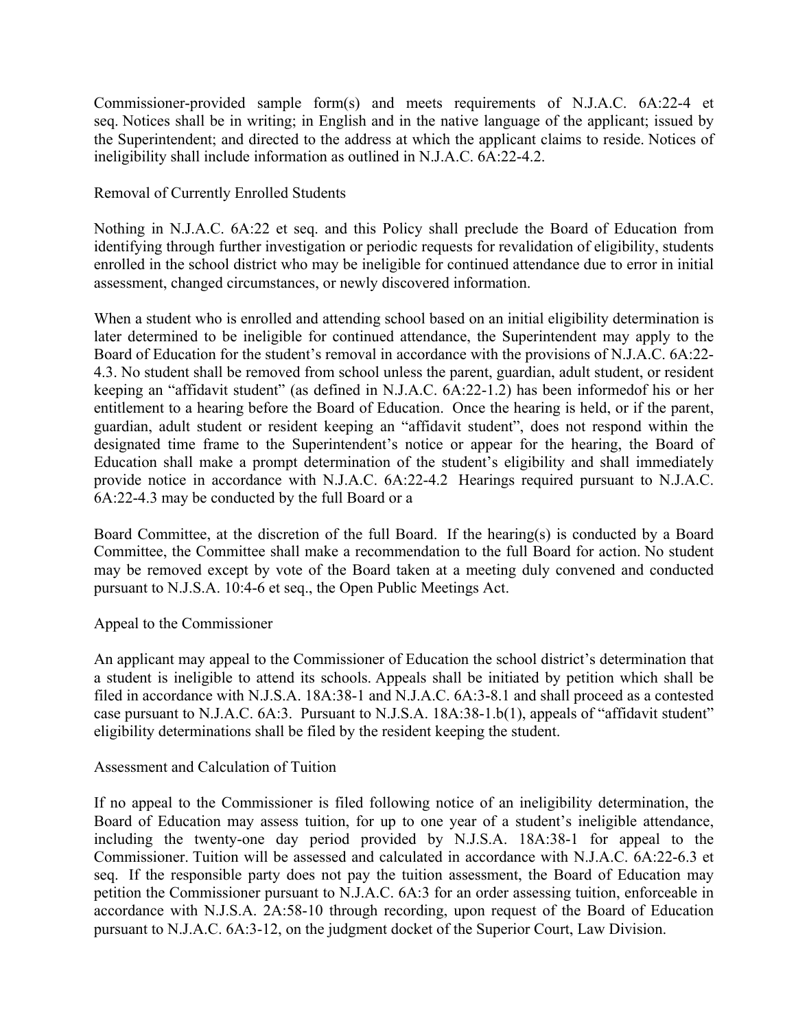Commissioner-provided sample form(s) and meets requirements of N.J.A.C. 6A:22-4 et seq. Notices shall be in writing; in English and in the native language of the applicant; issued by the Superintendent; and directed to the address at which the applicant claims to reside. Notices of ineligibility shall include information as outlined in N.J.A.C. 6A:22-4.2.

## Removal of Currently Enrolled Students

Nothing in N.J.A.C. 6A:22 et seq. and this Policy shall preclude the Board of Education from identifying through further investigation or periodic requests for revalidation of eligibility, students enrolled in the school district who may be ineligible for continued attendance due to error in initial assessment, changed circumstances, or newly discovered information.

When a student who is enrolled and attending school based on an initial eligibility determination is later determined to be ineligible for continued attendance, the Superintendent may apply to the Board of Education for the student's removal in accordance with the provisions of N.J.A.C. 6A:22-4.3. No student shall be removed from school unless the parent, guardian, adult student, or resident keeping an "affidavit student" (as defined in N.J.A.C. 6A:22-1.2) has been informedof his or her entitlement to a hearing before the Board of Education. Once the hearing is held, or if the parent, guardian, adult student or resident keeping an "affidavit student", does not respond within the designated time frame to the Superintendent's notice or appear for the hearing, the Board of Education shall make a prompt determination of the student's eligibility and shall immediately provide notice in accordance with N.J.A.C. 6A:22-4.2 Hearings required pursuant to N.J.A.C. 6A:22-4.3 may be conducted by the full Board or a

Board Committee, at the discretion of the full Board. If the hearing(s) is conducted by a Board Committee, the Committee shall make a recommendation to the full Board for action. No student may be removed except by vote of the Board taken at a meeting duly convened and conducted pursuant to N.J.S.A. 10:4-6 et seq., the Open Public Meetings Act.

## Appeal to the Commissioner

An applicant may appeal to the Commissioner of Education the school district's determination that a student is ineligible to attend its schools. Appeals shall be initiated by petition which shall be filed in accordance with N.J.S.A. 18A:38-1 and N.J.A.C. 6A:3-8.1 and shall proceed as a contested case pursuant to N.J.A.C. 6A:3. Pursuant to N.J.S.A. 18A:38-1.b(1), appeals of "affidavit student" eligibility determinations shall be filed by the resident keeping the student.

## Assessment and Calculation of Tuition

If no appeal to the Commissioner is filed following notice of an ineligibility determination, the Board of Education may assess tuition, for up to one year of a student's ineligible attendance, including the twenty-one day period provided by N.J.S.A. 18A:38-1 for appeal to the Commissioner. Tuition will be assessed and calculated in accordance with N.J.A.C. 6A:22-6.3 et seq. If the responsible party does not pay the tuition assessment, the Board of Education may petition the Commissioner pursuant to N.J.A.C. 6A:3 for an order assessing tuition, enforceable in accordance with N.J.S.A. 2A:58-10 through recording, upon request of the Board of Education pursuant to N.J.A.C. 6A:3-12, on the judgment docket of the Superior Court, Law Division.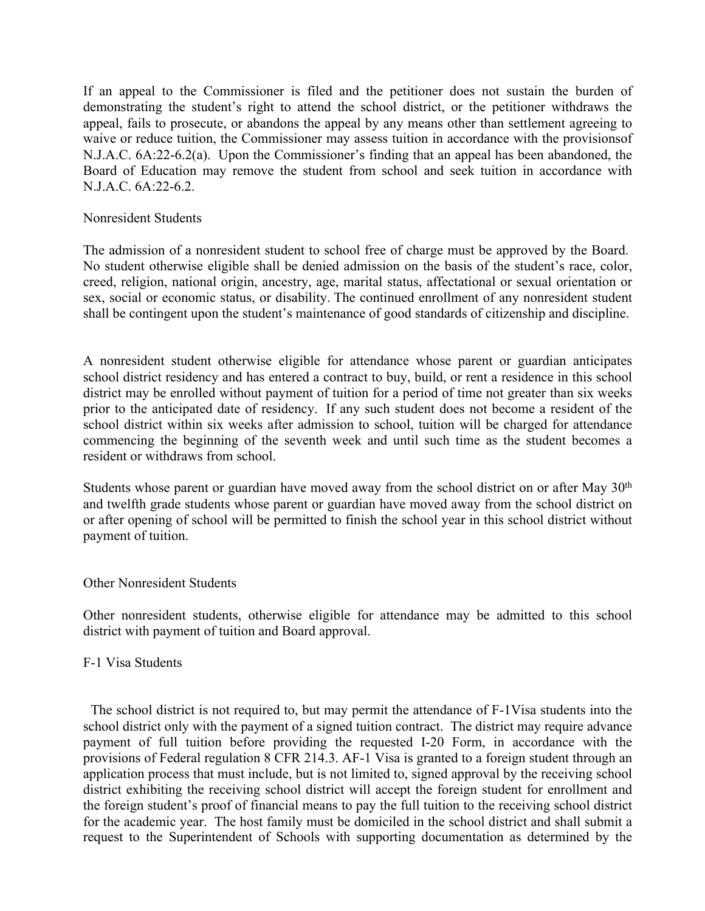If an appeal to the Commissioner is filed and the petitioner does not sustain the burden of demonstrating the student's right to attend the school district, or the petitioner withdraws the appeal, fails to prosecute, or abandons the appeal by any means other than settlement agreeing to waive or reduce tuition, the Commissioner may assess tuition in accordance with the provisionsof N.J.A.C. 6A:22-6.2(a). Upon the Commissioner's finding that an appeal has been abandoned, the Board of Education may remove the student from school and seek tuition in accordance with N.J.A.C. 6A:22-6.2.

Nonresident Students

The admission of a nonresident student to school free of charge must be approved by the Board. No student otherwise eligible shall be denied admission on the basis of the student's race, color, creed, religion, national origin, ancestry, age, marital status, affectational or sexual orientation or sex, social or economic status, or disability. The continued enrollment of any nonresident student shall be contingent upon the student's maintenance of good standards of citizenship and discipline.

A nonresident student otherwise eligible for attendance whose parent or guardian anticipates school district residency and has entered a contract to buy, build, or rent a residence in this school district may be enrolled without payment of tuition for a period of time not greater than six weeks prior to the anticipated date of residency. If any such student does not become a resident of the school district within six weeks after admission to school, tuition will be charged for attendance commencing the beginning of the seventh week and until such time as the student becomes a resident or withdraws from school.

Students whose parent or guardian have moved away from the school district on or after May 30th and twelfth grade students whose parent or guardian have moved away from the school district on or after opening of school will be permitted to finish the school year in this school district without payment of tuition.

Other Nonresident Students

Other nonresident students, otherwise eligible for attendance may be admitted to this school district with payment of tuition and Board approval.

F-1 Visa Students

The school district is not required to, but may permit the attendance of F-1Visa students into the school district only with the payment of a signed tuition contract. The district may require advance payment of full tuition before providing the requested I-20 Form, in accordance with the provisions of Federal regulation 8 CFR 214.3. AF-1 Visa is granted to a foreign student through an application process that must include, but is not limited to, signed approval by the receiving school district exhibiting the receiving school district will accept the foreign student for enrollment and the foreign student's proof of financial means to pay the full tuition to the receiving school district for the academic year. The host family must be domiciled in the school district and shall submit a request to the Superintendent of Schools with supporting documentation as determined by the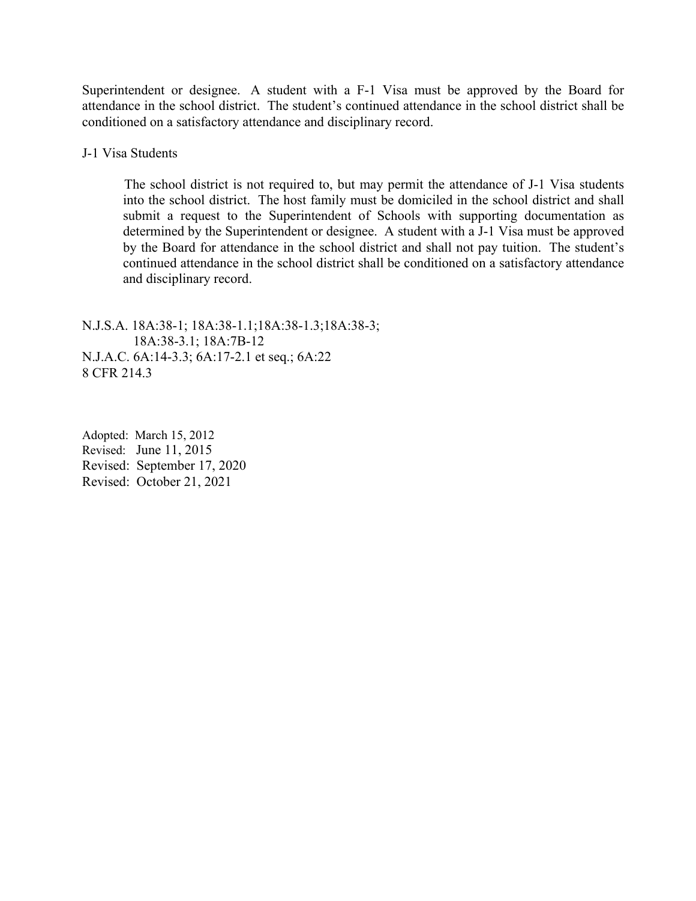Superintendent or designee. A student with a F-1 Visa must be approved by the Board for attendance in the school district. The student's continued attendance in the school district shall be conditioned on a satisfactory attendance and disciplinary record.

J-1 Visa Students

The school district is not required to, but may permit the attendance of J-1 Visa students into the school district. The host family must be domiciled in the school district and shall submit a request to the Superintendent of Schools with supporting documentation as determined by the Superintendent or designee. A student with a J-1 Visa must be approved by the Board for attendance in the school district and shall not pay tuition. The student's continued attendance in the school district shall be conditioned on a satisfactory attendance and disciplinary record.

N.J.S.A. 18A:38-1; 18A:38-1.1;18A:38-1.3;18A:38-3;
18A:38-3.1; 18A:7B-12
N.J.A.C. 6A:14-3.3; 6A:17-2.1 et seq.; 6A:22
8 CFR 214.3

Adopted: March 15, 2012
Revised: June 11, 2015
Revised: September 17, 2020
Revised: October 21, 2021